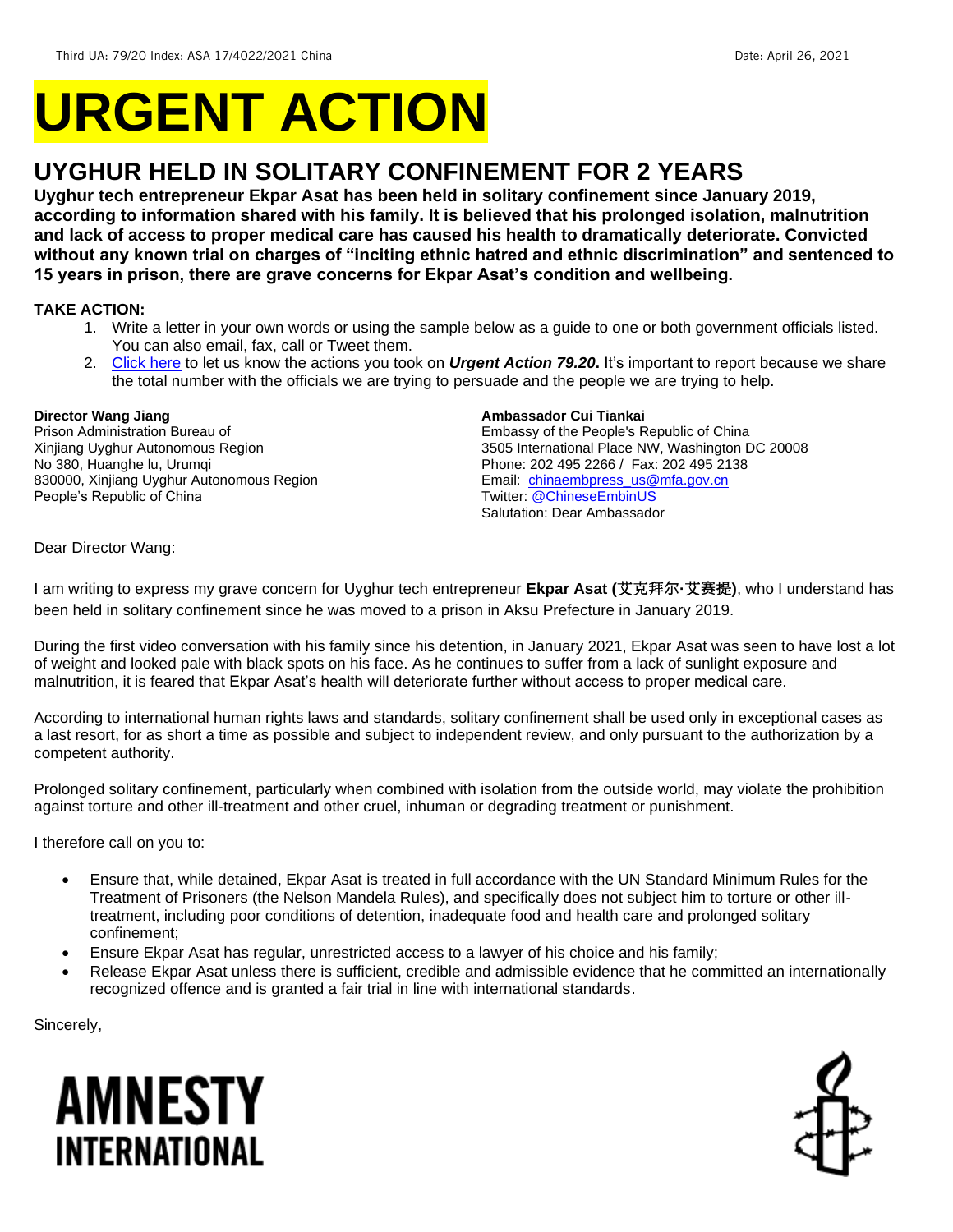Third UA: 79/20 Index: ASA 17/4022/2021 China Date: April 26, 2021

# URGENT ACTION

## UYGHUR HELD IN SOLITARY CONFINEMENT FOR 2 YEARS

**Uyghur tech entrepreneur Ekpar Asat has been held in solitary confinement since January 2019, according to information shared with his family. It is believed that his prolonged isolation, malnutrition and lack of access to proper medical care has caused his health to dramatically deteriorate. Convicted without any known trial on charges of "inciting ethnic hatred and ethnic discrimination" and sentenced to 15 years in prison, there are grave concerns for Ekpar Asat's condition and wellbeing.**

**TAKE ACTION:**

1. Write a letter in your own words or using the sample below as a guide to one or both government officials listed. You can also email, fax, call or Tweet them.
2. Click here to let us know the actions you took on ***Urgent Action 79.20***. It's important to report because we share the total number with the officials we are trying to persuade and the people we are trying to help.

**Director Wang Jiang**
Prison Administration Bureau of
Xinjiang Uyghur Autonomous Region
No 380, Huanghe lu, Urumqi
830000, Xinjiang Uyghur Autonomous Region
People's Republic of China

**Ambassador Cui Tiankai**
Embassy of the People's Republic of China
3505 International Place NW, Washington DC 20008
Phone: 202 495 2266 / Fax: 202 495 2138
Email: chinaembpress_us@mfa.gov.cn
Twitter: @ChineseEmbinUS
Salutation: Dear Ambassador

Dear Director Wang:

I am writing to express my grave concern for Uyghur tech entrepreneur **Ekpar Asat (艾克拜尔·艾赛提)**, who I understand has been held in solitary confinement since he was moved to a prison in Aksu Prefecture in January 2019.

During the first video conversation with his family since his detention, in January 2021, Ekpar Asat was seen to have lost a lot of weight and looked pale with black spots on his face. As he continues to suffer from a lack of sunlight exposure and malnutrition, it is feared that Ekpar Asat's health will deteriorate further without access to proper medical care.

According to international human rights laws and standards, solitary confinement shall be used only in exceptional cases as a last resort, for as short a time as possible and subject to independent review, and only pursuant to the authorization by a competent authority.

Prolonged solitary confinement, particularly when combined with isolation from the outside world, may violate the prohibition against torture and other ill-treatment and other cruel, inhuman or degrading treatment or punishment.

I therefore call on you to:

- Ensure that, while detained, Ekpar Asat is treated in full accordance with the UN Standard Minimum Rules for the Treatment of Prisoners (the Nelson Mandela Rules), and specifically does not subject him to torture or other ill-treatment, including poor conditions of detention, inadequate food and health care and prolonged solitary confinement;
- Ensure Ekpar Asat has regular, unrestricted access to a lawyer of his choice and his family;
- Release Ekpar Asat unless there is sufficient, credible and admissible evidence that he committed an internationally recognized offence and is granted a fair trial in line with international standards.

Sincerely,

AMNESTY INTERNATIONAL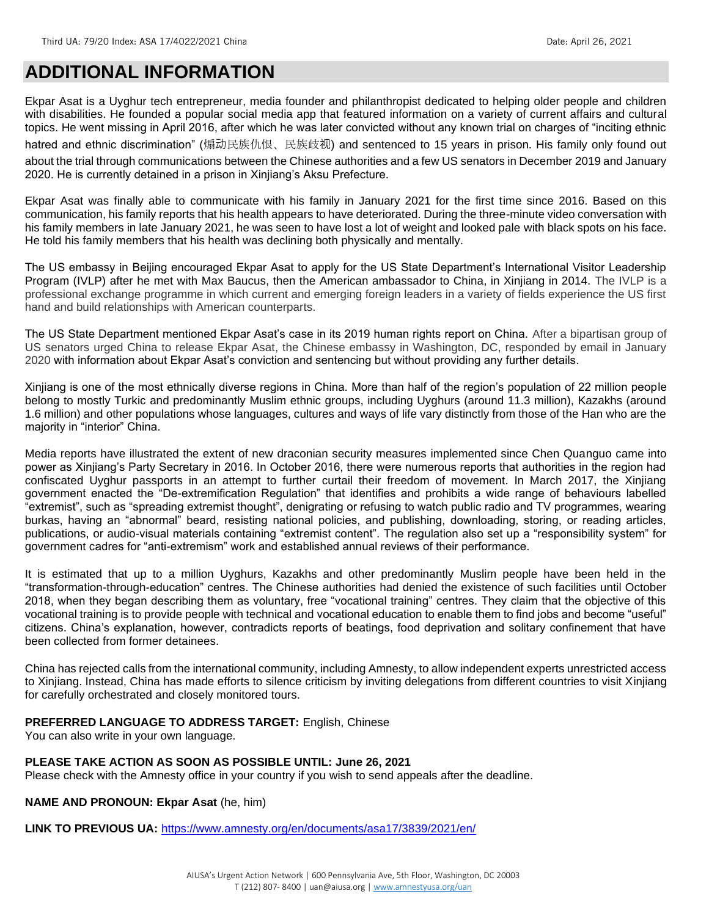## ADDITIONAL INFORMATION

Ekpar Asat is a Uyghur tech entrepreneur, media founder and philanthropist dedicated to helping older people and children with disabilities. He founded a popular social media app that featured information on a variety of current affairs and cultural topics. He went missing in April 2016, after which he was later convicted without any known trial on charges of "inciting ethnic hatred and ethnic discrimination" (煽动民族仇恨、民族歧视) and sentenced to 15 years in prison. His family only found out about the trial through communications between the Chinese authorities and a few US senators in December 2019 and January 2020. He is currently detained in a prison in Xinjiang's Aksu Prefecture.

Ekpar Asat was finally able to communicate with his family in January 2021 for the first time since 2016. Based on this communication, his family reports that his health appears to have deteriorated. During the three-minute video conversation with his family members in late January 2021, he was seen to have lost a lot of weight and looked pale with black spots on his face. He told his family members that his health was declining both physically and mentally.

The US embassy in Beijing encouraged Ekpar Asat to apply for the US State Department's International Visitor Leadership Program (IVLP) after he met with Max Baucus, then the American ambassador to China, in Xinjiang in 2014. The IVLP is a professional exchange programme in which current and emerging foreign leaders in a variety of fields experience the US first hand and build relationships with American counterparts.

The US State Department mentioned Ekpar Asat's case in its 2019 human rights report on China. After a bipartisan group of US senators urged China to release Ekpar Asat, the Chinese embassy in Washington, DC, responded by email in January 2020 with information about Ekpar Asat's conviction and sentencing but without providing any further details.

Xinjiang is one of the most ethnically diverse regions in China. More than half of the region's population of 22 million people belong to mostly Turkic and predominantly Muslim ethnic groups, including Uyghurs (around 11.3 million), Kazakhs (around 1.6 million) and other populations whose languages, cultures and ways of life vary distinctly from those of the Han who are the majority in "interior" China.

Media reports have illustrated the extent of new draconian security measures implemented since Chen Quanguo came into power as Xinjiang's Party Secretary in 2016. In October 2016, there were numerous reports that authorities in the region had confiscated Uyghur passports in an attempt to further curtail their freedom of movement. In March 2017, the Xinjiang government enacted the "De-extremification Regulation" that identifies and prohibits a wide range of behaviours labelled "extremist", such as "spreading extremist thought", denigrating or refusing to watch public radio and TV programmes, wearing burkas, having an "abnormal" beard, resisting national policies, and publishing, downloading, storing, or reading articles, publications, or audio-visual materials containing "extremist content". The regulation also set up a "responsibility system" for government cadres for "anti-extremism" work and established annual reviews of their performance.

It is estimated that up to a million Uyghurs, Kazakhs and other predominantly Muslim people have been held in the "transformation-through-education" centres. The Chinese authorities had denied the existence of such facilities until October 2018, when they began describing them as voluntary, free "vocational training" centres. They claim that the objective of this vocational training is to provide people with technical and vocational education to enable them to find jobs and become "useful" citizens. China's explanation, however, contradicts reports of beatings, food deprivation and solitary confinement that have been collected from former detainees.

China has rejected calls from the international community, including Amnesty, to allow independent experts unrestricted access to Xinjiang. Instead, China has made efforts to silence criticism by inviting delegations from different countries to visit Xinjiang for carefully orchestrated and closely monitored tours.

**PREFERRED LANGUAGE TO ADDRESS TARGET:** English, Chinese
You can also write in your own language.

**PLEASE TAKE ACTION AS SOON AS POSSIBLE UNTIL: June 26, 2021**
Please check with the Amnesty office in your country if you wish to send appeals after the deadline.

**NAME AND PRONOUN: Ekpar Asat** (he, him)

**LINK TO PREVIOUS UA:** https://www.amnesty.org/en/documents/asa17/3839/2021/en/